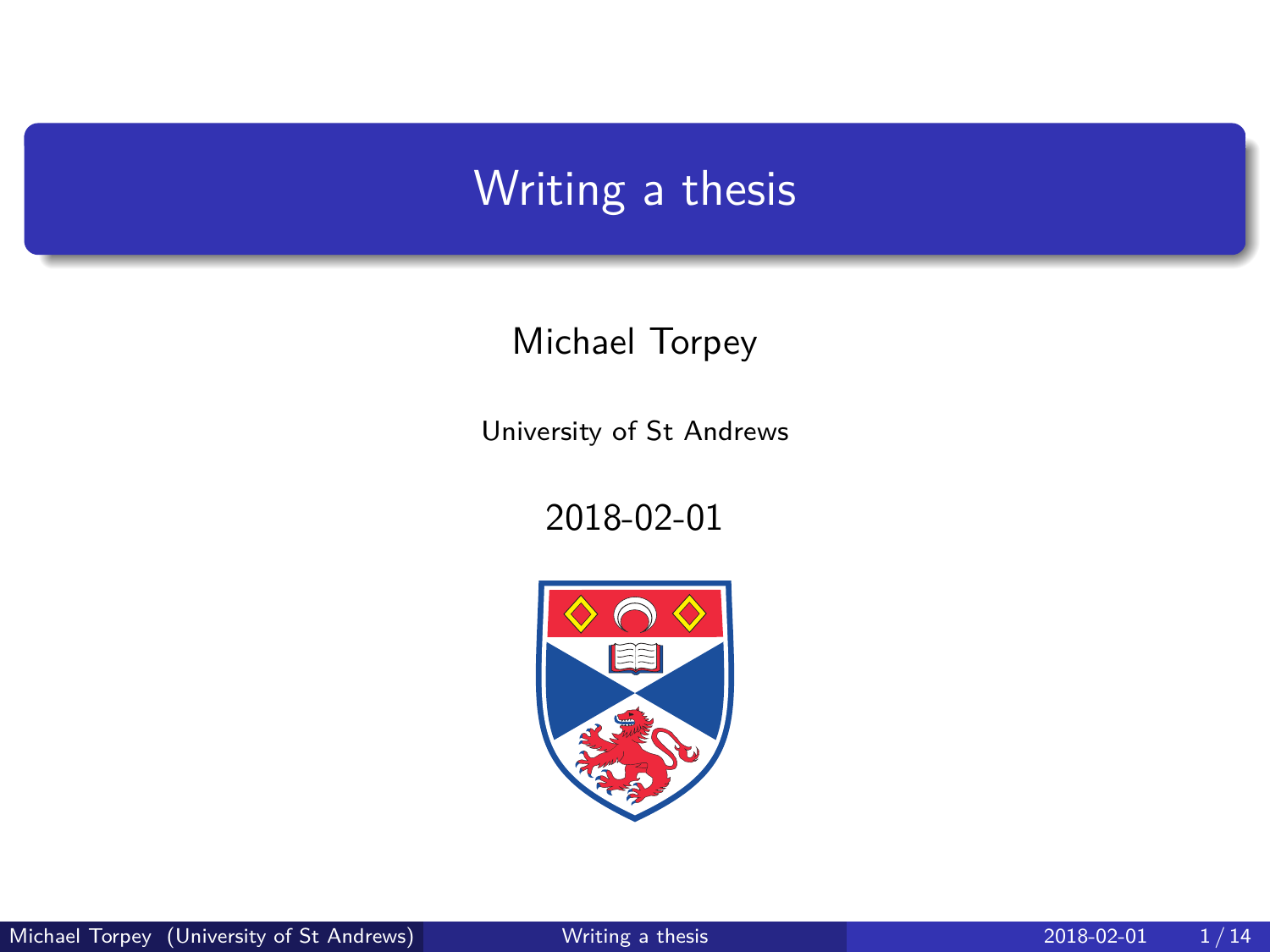# Writing a thesis

Michael Torpey

University of St Andrews

2018-02-01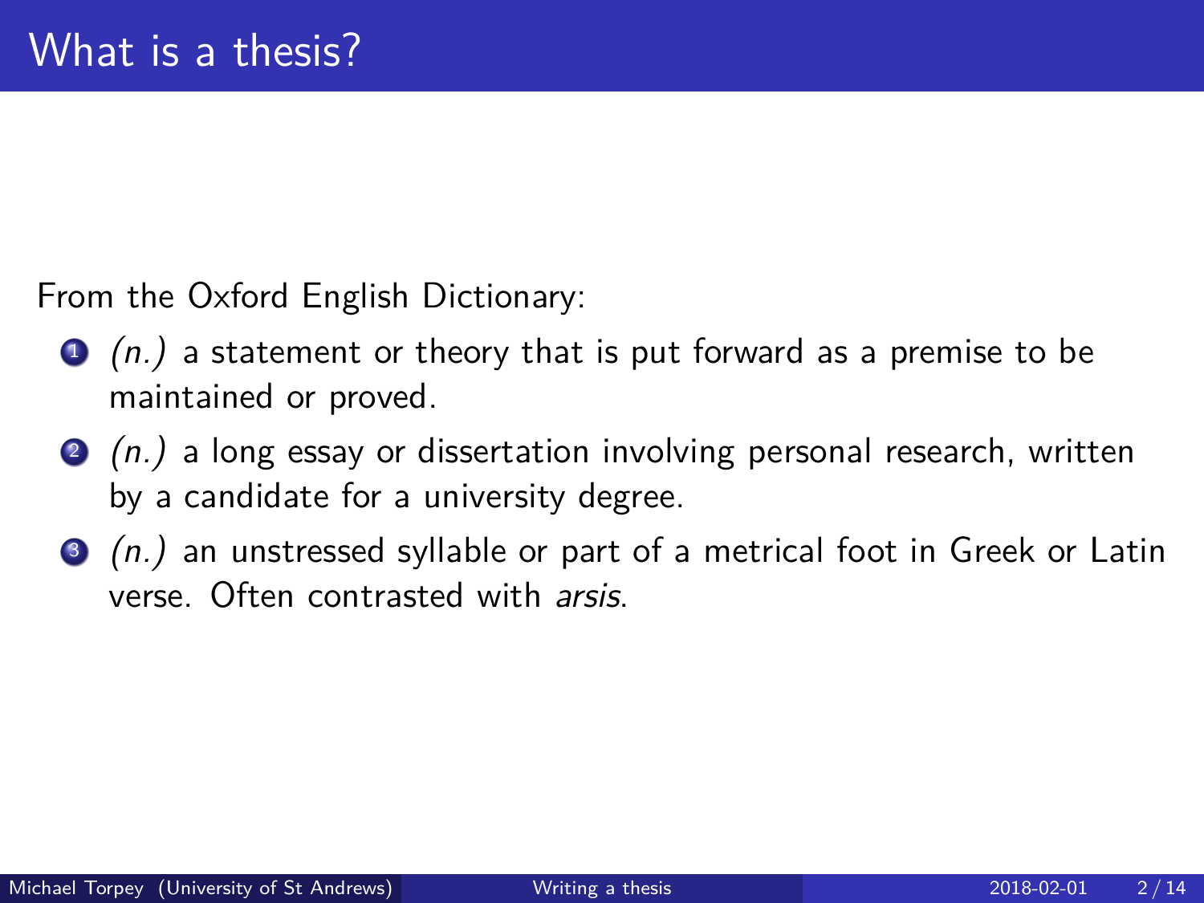# What is a thesis?

From the Oxford English Dictionary:

1. *(n.)* a statement or theory that is put forward as a premise to be maintained or proved.
2. *(n.)* a long essay or dissertation involving personal research, written by a candidate for a university degree.
3. *(n.)* an unstressed syllable or part of a metrical foot in Greek or Latin verse. Often contrasted with *arsis*.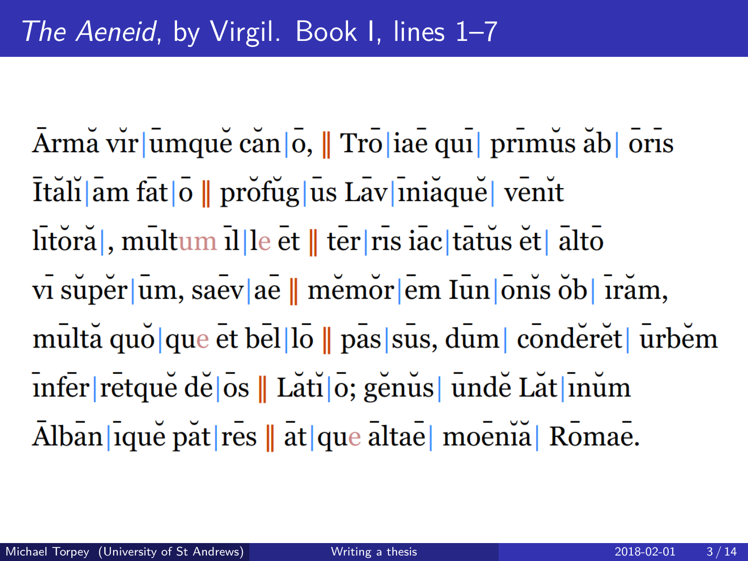# *The Aeneid*, by Virgil. Book I, lines 1–7

Ārmă vĭr|ūmquĕ căn|ō, ‖ Trō|iaē quī| prīmŭs ăb| ōrīs

Ītălĭ|ām fāt|ō ‖ prŏfŭg|ūs Lāv|īnĭăquĕ| vēnĭt

lītŏră|, mūltum īl|le ēt ‖ tēr|rīs iāc|tātŭs ĕt| āltō

vī sŭpĕr|ūm, saēv|aē ‖ mĕmŏr|ēm Iūn|ōnĭs ŏb| īrăm,

mūltă quŏ|que ēt bēl|lō ‖ pās|sūs, dūm| cōndĕrĕt| ūrbĕm

īnfēr|rētquĕ dĕ|ōs ‖ Lătĭ|ō; gĕnŭs| ūndĕ Lăt|īnŭm

Ālbān|īquĕ păt|rēs ‖ āt|que āltaē| moēnĭă| Rōmaē.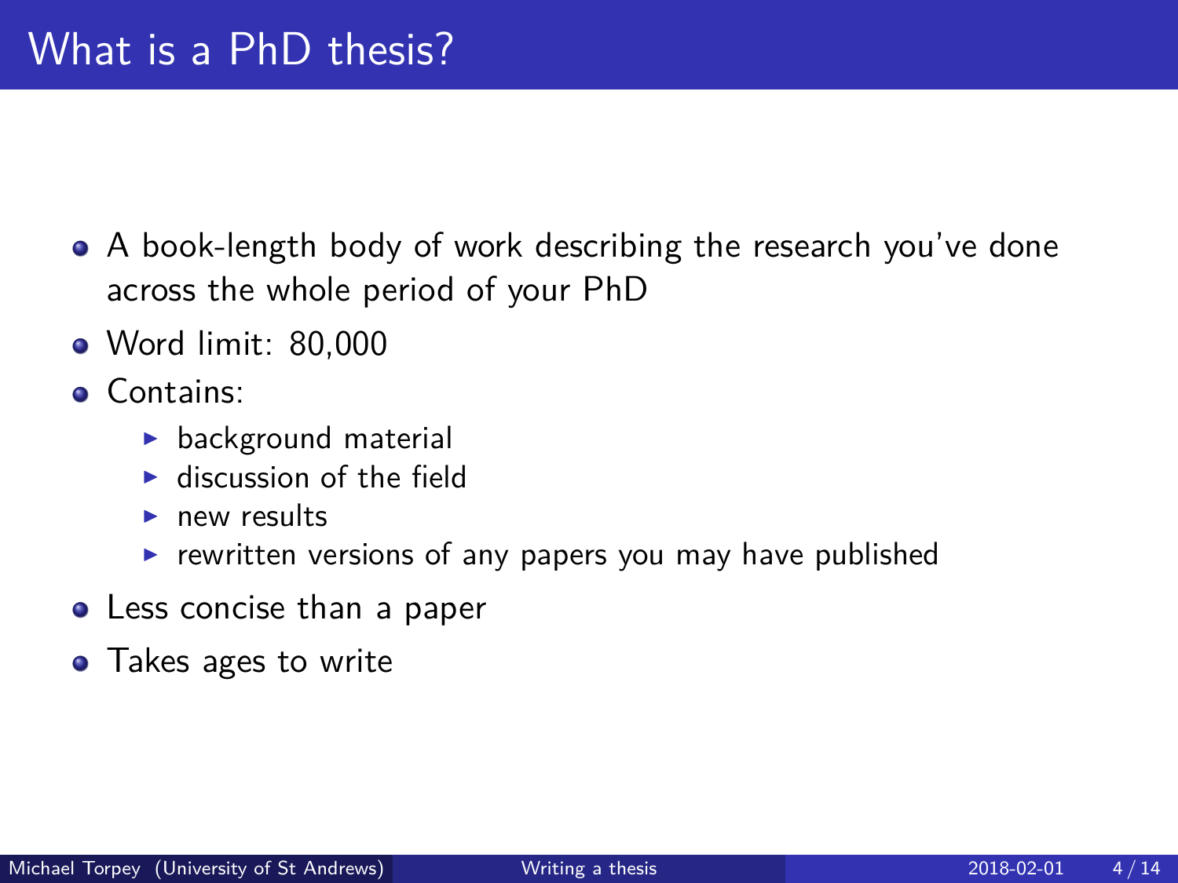# What is a PhD thesis?

- A book-length body of work describing the research you've done across the whole period of your PhD
- Word limit: 80,000
- Contains:
  - background material
  - discussion of the field
  - new results
  - rewritten versions of any papers you may have published
- Less concise than a paper
- Takes ages to write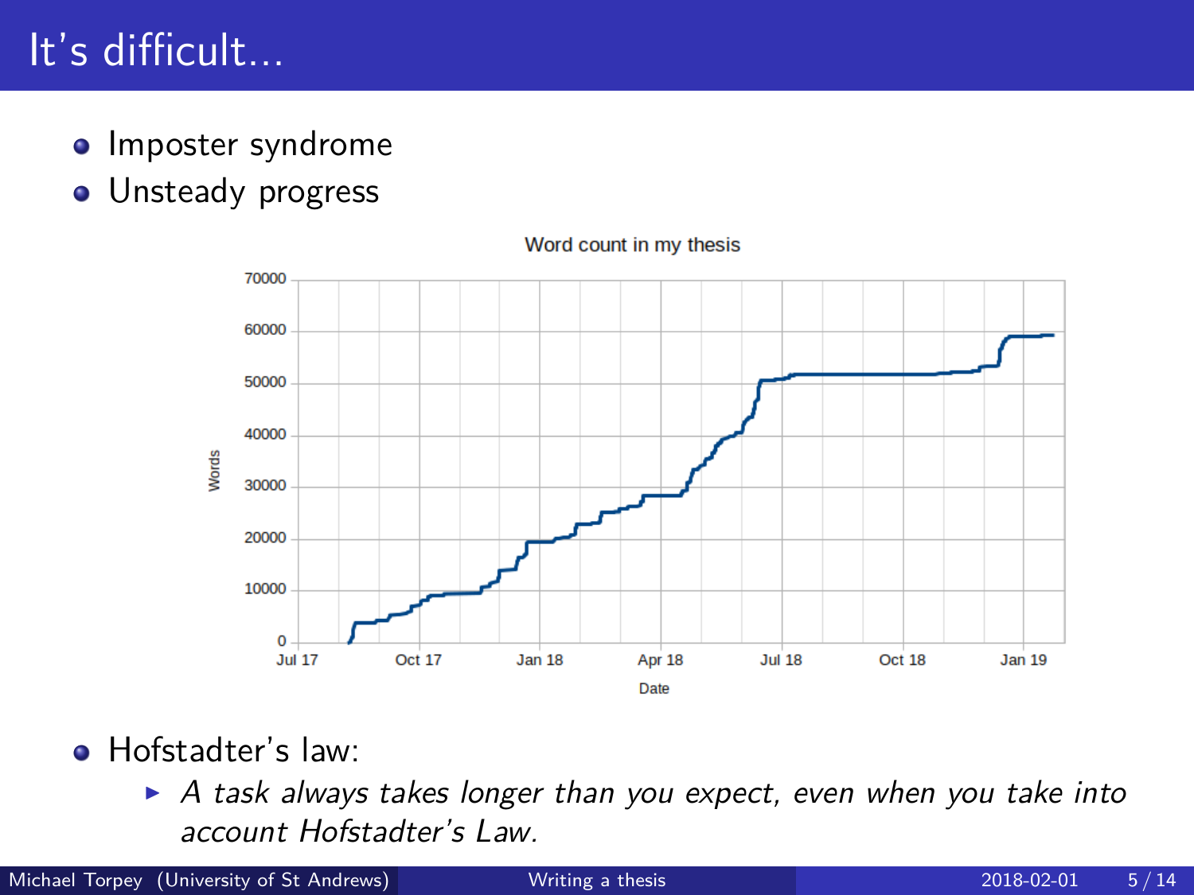# It's difficult...

- Imposter syndrome
- Unsteady progress

Word count in my thesis

- Hofstadter's law:
  - *A task always takes longer than you expect, even when you take into account Hofstadter's Law.*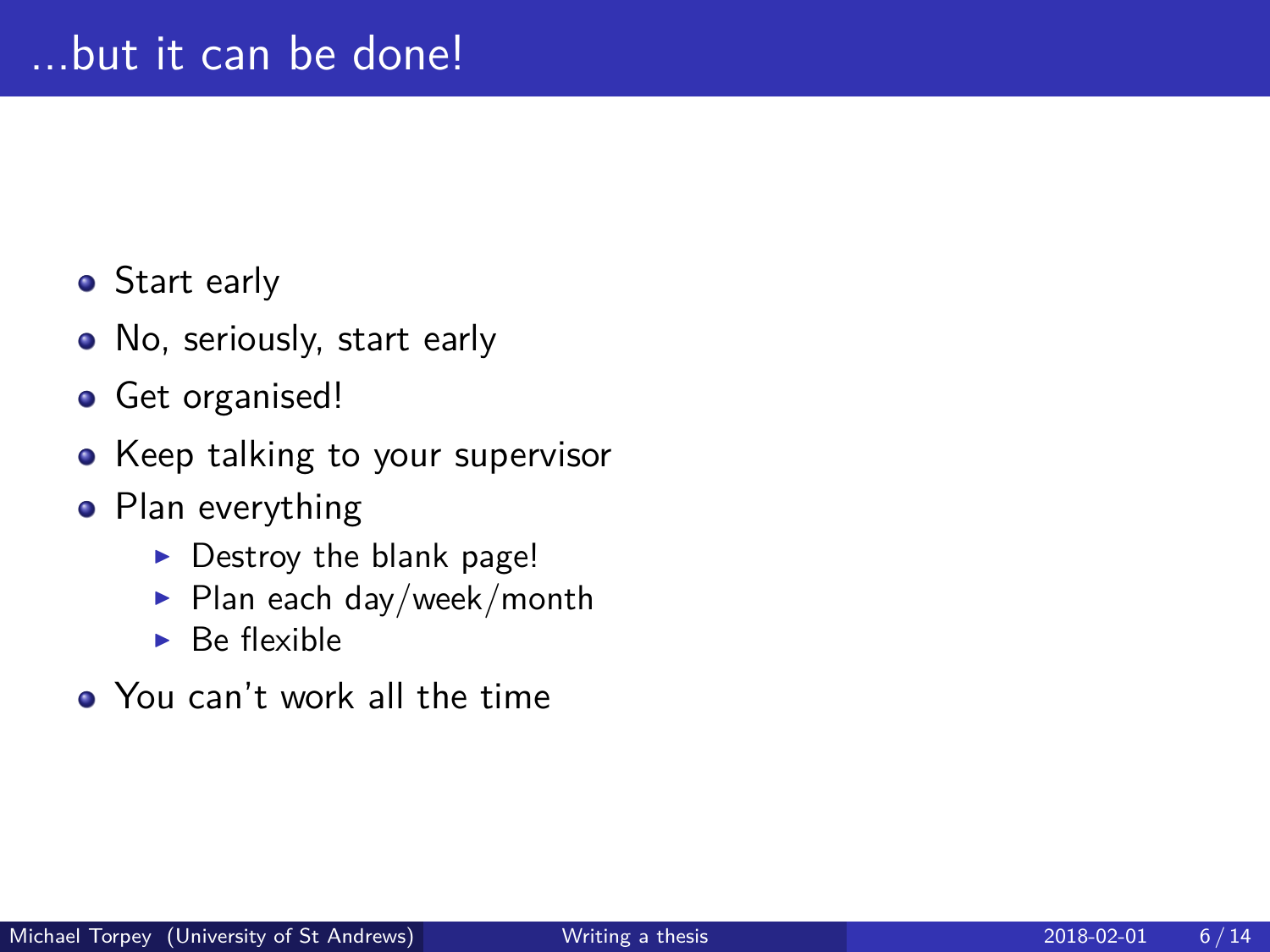# ...but it can be done!

- Start early
- No, seriously, start early
- Get organised!
- Keep talking to your supervisor
- Plan everything
  - Destroy the blank page!
  - Plan each day/week/month
  - Be flexible
- You can't work all the time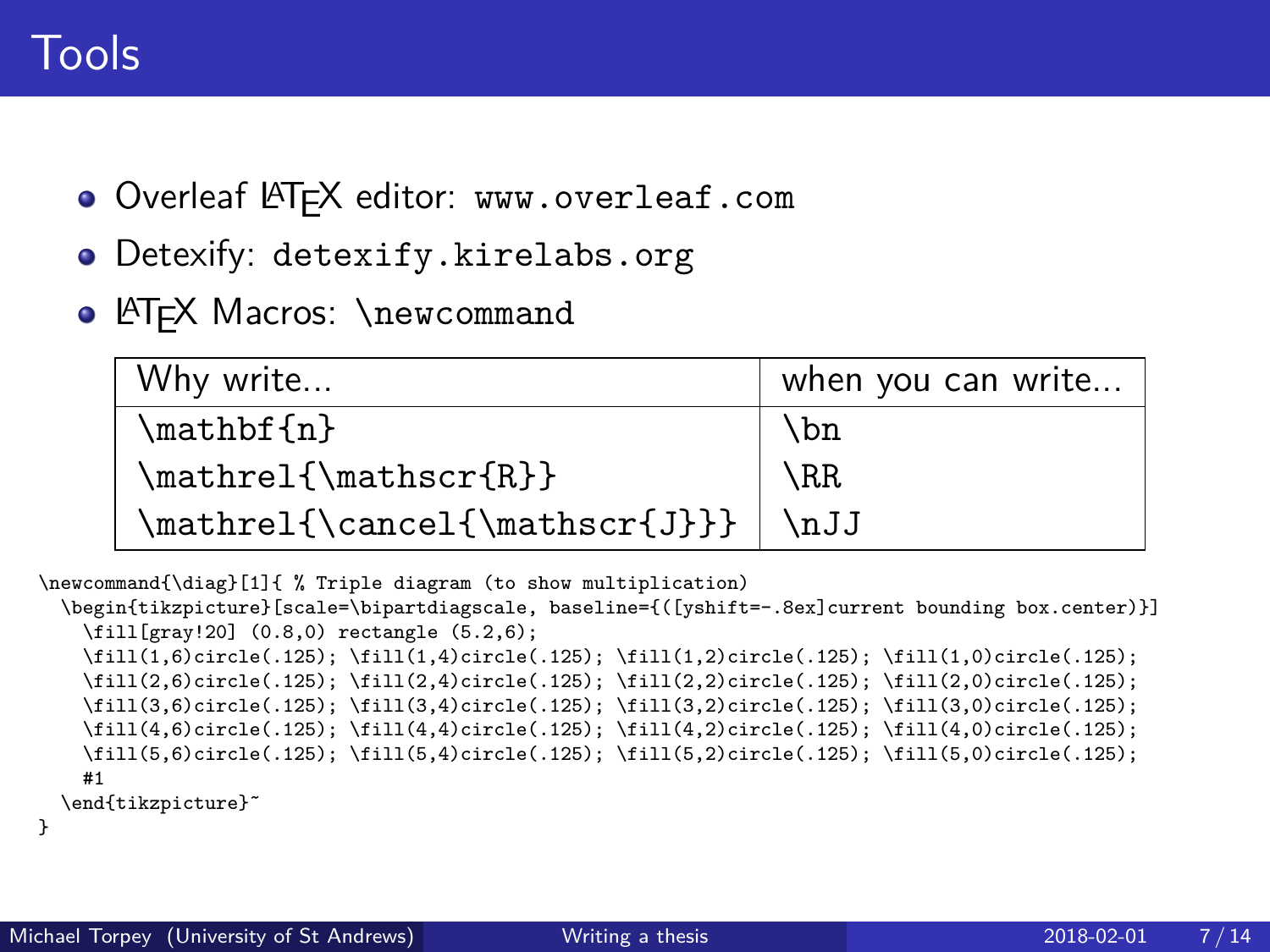# Tools

- Overleaf LaTeX editor: `www.overleaf.com`
- Detexify: `detexify.kirelabs.org`
- LaTeX Macros: `\newcommand`

| Why write... | when you can write... |
|---|---|
| `\mathbf{n}` | `\bn` |
| `\mathrel{\mathscr{R}}` | `\RR` |
| `\mathrel{\cancel{\mathscr{J}}}` | `\nJJ` |

```
\newcommand{\diag}[1]{ % Triple diagram (to show multiplication)
  \begin{tikzpicture}[scale=\bipartdiagscale, baseline={([yshift=-.8ex]current bounding box.center)}]
    \fill[gray!20] (0.8,0) rectangle (5.2,6);
    \fill(1,6)circle(.125); \fill(1,4)circle(.125); \fill(1,2)circle(.125); \fill(1,0)circle(.125);
    \fill(2,6)circle(.125); \fill(2,4)circle(.125); \fill(2,2)circle(.125); \fill(2,0)circle(.125);
    \fill(3,6)circle(.125); \fill(3,4)circle(.125); \fill(3,2)circle(.125); \fill(3,0)circle(.125);
    \fill(4,6)circle(.125); \fill(4,4)circle(.125); \fill(4,2)circle(.125); \fill(4,0)circle(.125);
    \fill(5,6)circle(.125); \fill(5,4)circle(.125); \fill(5,2)circle(.125); \fill(5,0)circle(.125);
    #1
  \end{tikzpicture}~
}
```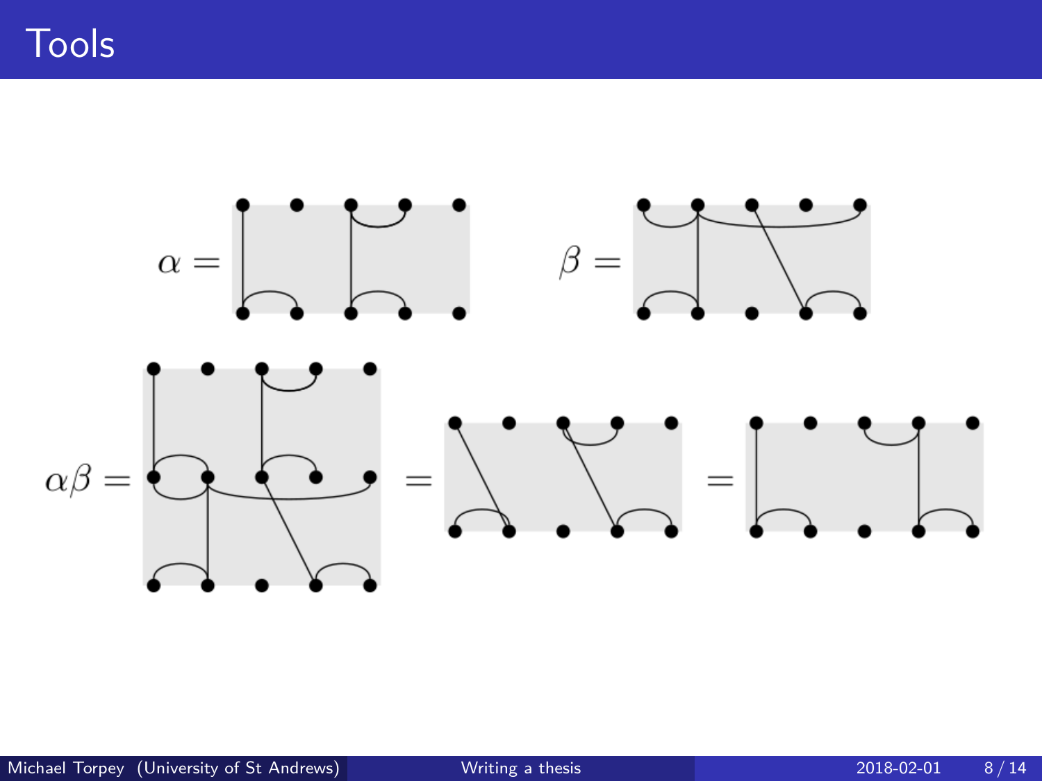# Tools

$\alpha =$

$\beta =$

$\alpha\beta =$ $=$ $=$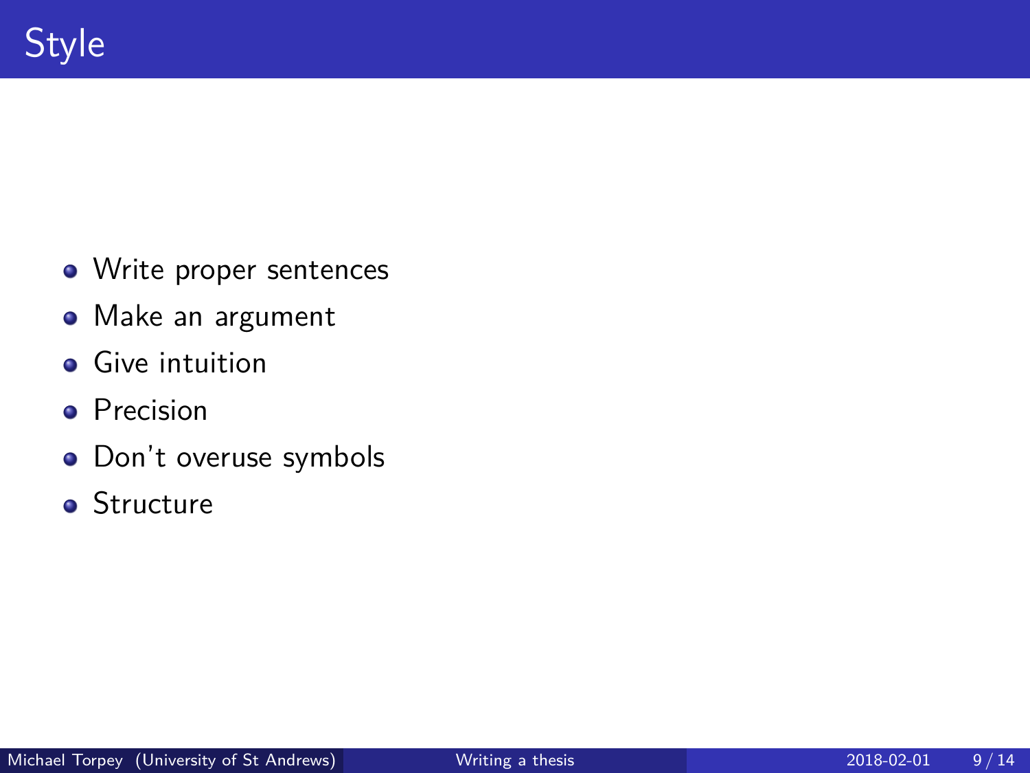# Style

- Write proper sentences
- Make an argument
- Give intuition
- Precision
- Don't overuse symbols
- Structure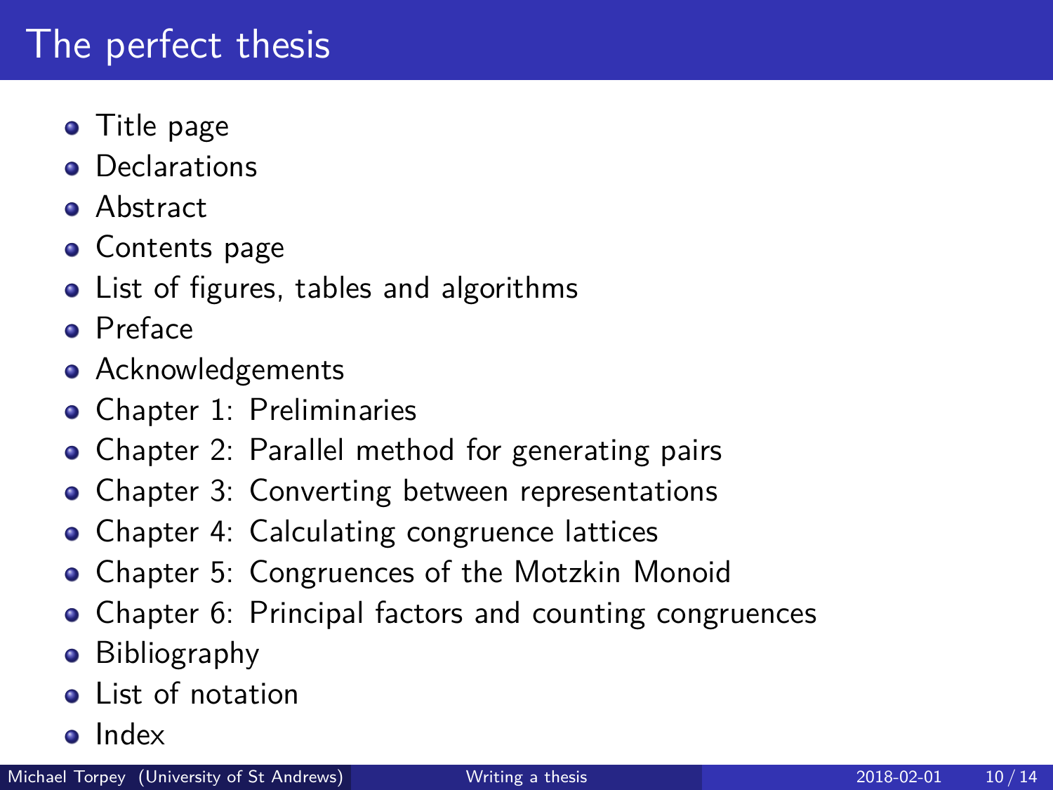# The perfect thesis

- Title page
- Declarations
- Abstract
- Contents page
- List of figures, tables and algorithms
- Preface
- Acknowledgements
- Chapter 1: Preliminaries
- Chapter 2: Parallel method for generating pairs
- Chapter 3: Converting between representations
- Chapter 4: Calculating congruence lattices
- Chapter 5: Congruences of the Motzkin Monoid
- Chapter 6: Principal factors and counting congruences
- Bibliography
- List of notation
- Index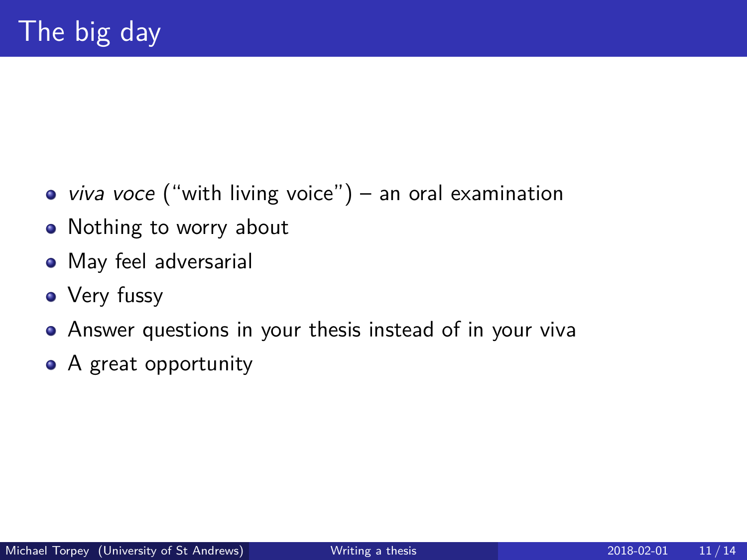# The big day

- *viva voce* (“with living voice”) – an oral examination
- Nothing to worry about
- May feel adversarial
- Very fussy
- Answer questions in your thesis instead of in your viva
- A great opportunity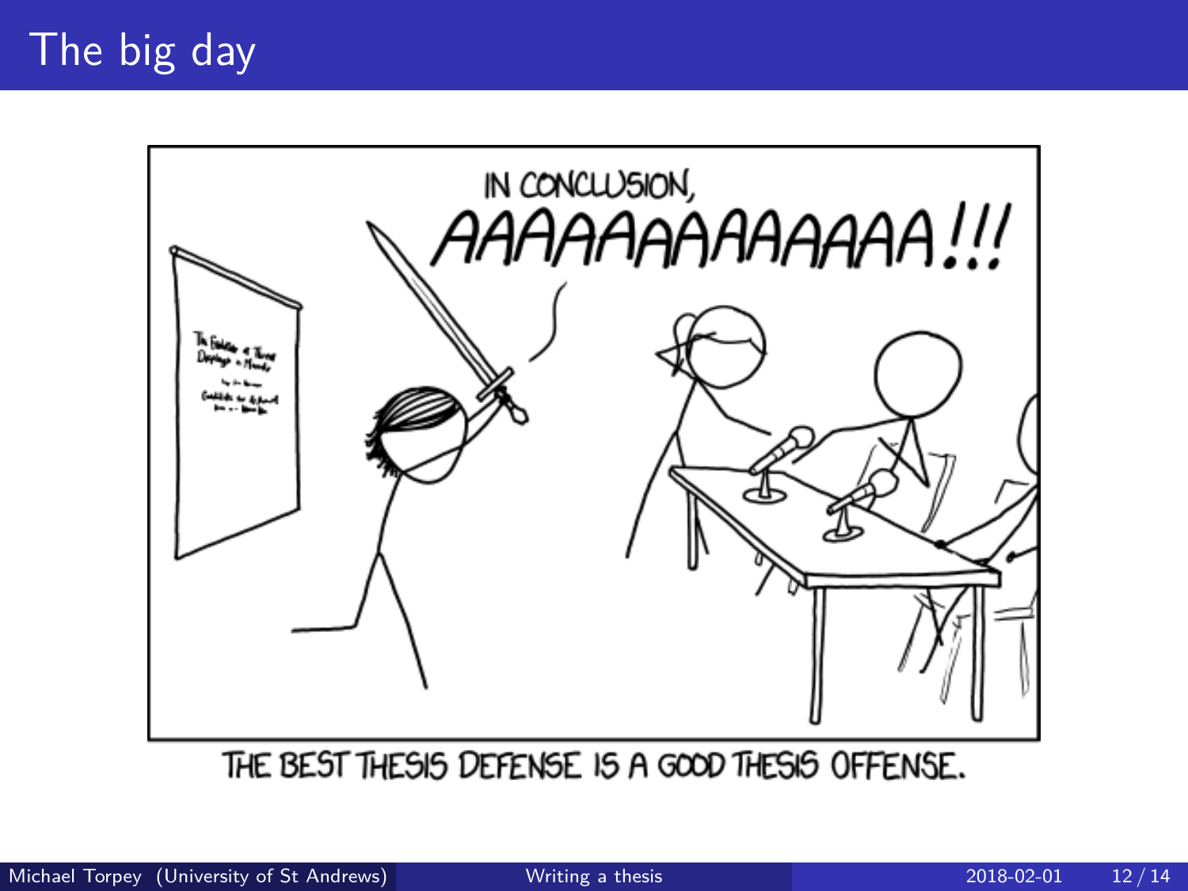# The big day

IN CONCLUSION,
AAAAAAAAAAAAA!!!

THE BEST THESIS DEFENSE IS A GOOD THESIS OFFENSE.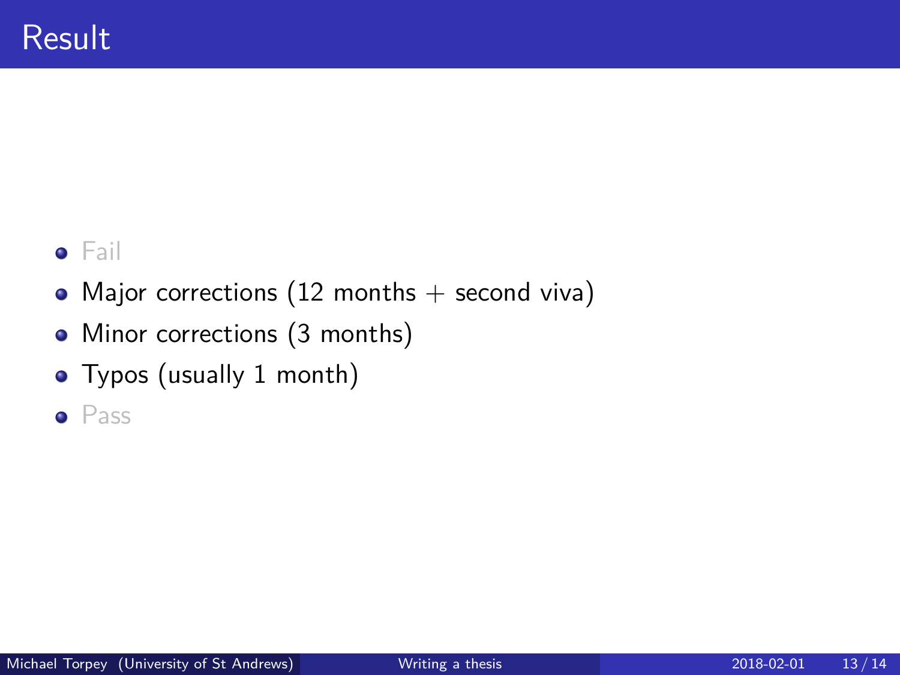# Result

- Fail
- Major corrections (12 months + second viva)
- Minor corrections (3 months)
- Typos (usually 1 month)
- Pass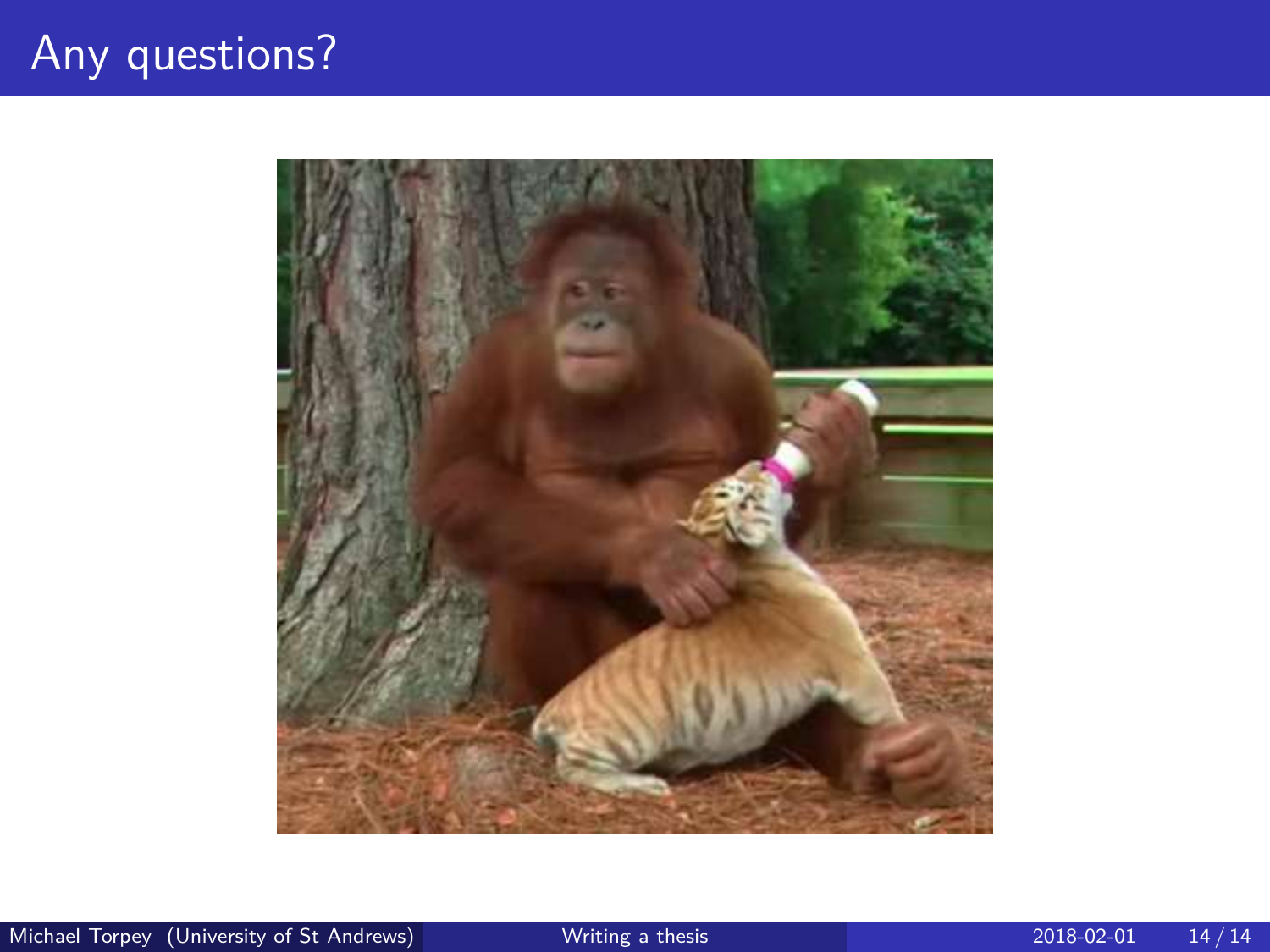# Any questions?